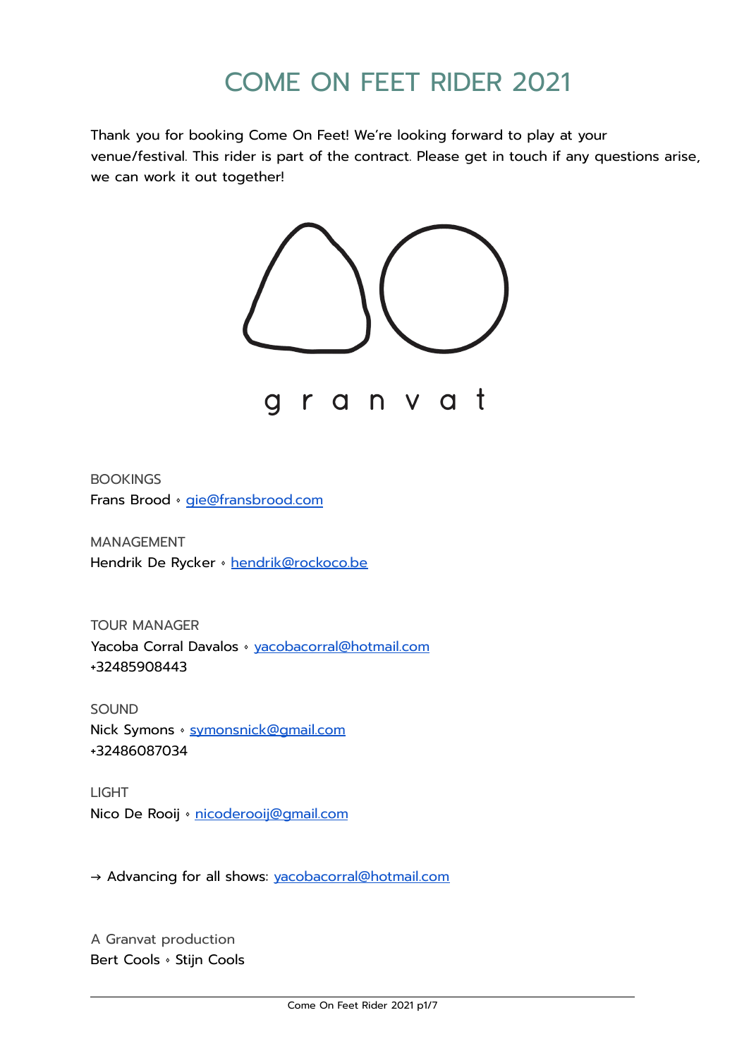# COME ON FEET RIDER 2021

Thank you for booking Come On Feet! We're looking forward to play at your venue/festival. This rider is part of the contract. Please get in touch if any questions arise, we can work it out together!

granvat

BOOKINGS
Frans Brood ◦ gie@fransbrood.com

MANAGEMENT
Hendrik De Rycker ◦ hendrik@rockoco.be

TOUR MANAGER
Yacoba Corral Davalos ◦ yacobacorral@hotmail.com
+32485908443

SOUND
Nick Symons ◦ symonsnick@gmail.com
+32486087034

LIGHT
Nico De Rooij ◦ nicoderooij@gmail.com

→ Advancing for all shows: yacobacorral@hotmail.com

A Granvat production
Bert Cools ◦ Stijn Cools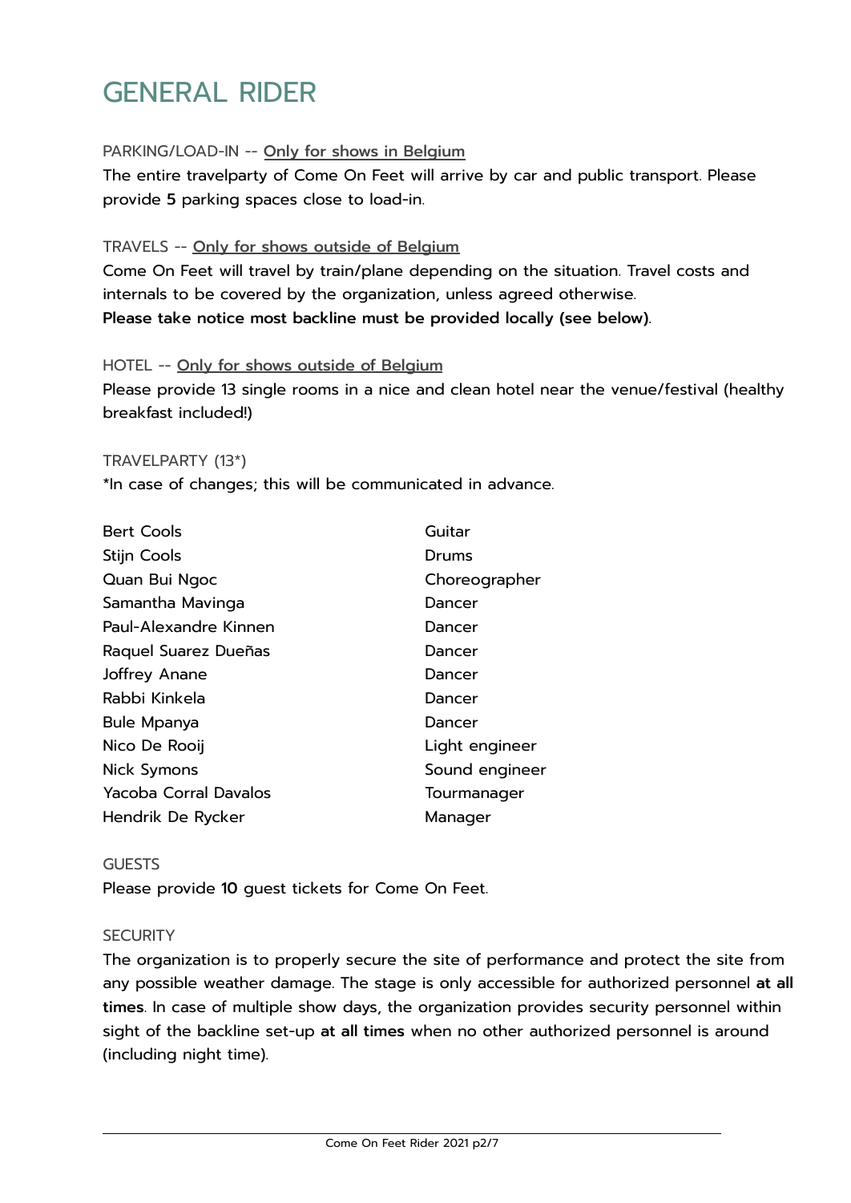# GENERAL RIDER

PARKING/LOAD-IN -- Only for shows in Belgium

The entire travelparty of Come On Feet will arrive by car and public transport. Please provide **5** parking spaces close to load-in.

TRAVELS -- Only for shows outside of Belgium

Come On Feet will travel by train/plane depending on the situation. Travel costs and internals to be covered by the organization, unless agreed otherwise.
**Please take notice most backline must be provided locally (see below)**.

HOTEL -- Only for shows outside of Belgium

Please provide 13 single rooms in a nice and clean hotel near the venue/festival (healthy breakfast included!)

TRAVELPARTY (13*)

*In case of changes; this will be communicated in advance.

| | |
|---|---|
| Bert Cools | Guitar |
| Stijn Cools | Drums |
| Quan Bui Ngoc | Choreographer |
| Samantha Mavinga | Dancer |
| Paul-Alexandre Kinnen | Dancer |
| Raquel Suarez Dueñas | Dancer |
| Joffrey Anane | Dancer |
| Rabbi Kinkela | Dancer |
| Bule Mpanya | Dancer |
| Nico De Rooij | Light engineer |
| Nick Symons | Sound engineer |
| Yacoba Corral Davalos | Tourmanager |
| Hendrik De Rycker | Manager |

GUESTS

Please provide **10** guest tickets for Come On Feet.

SECURITY

The organization is to properly secure the site of performance and protect the site from any possible weather damage. The stage is only accessible for authorized personnel **at all times**. In case of multiple show days, the organization provides security personnel within sight of the backline set-up **at all times** when no other authorized personnel is around (including night time).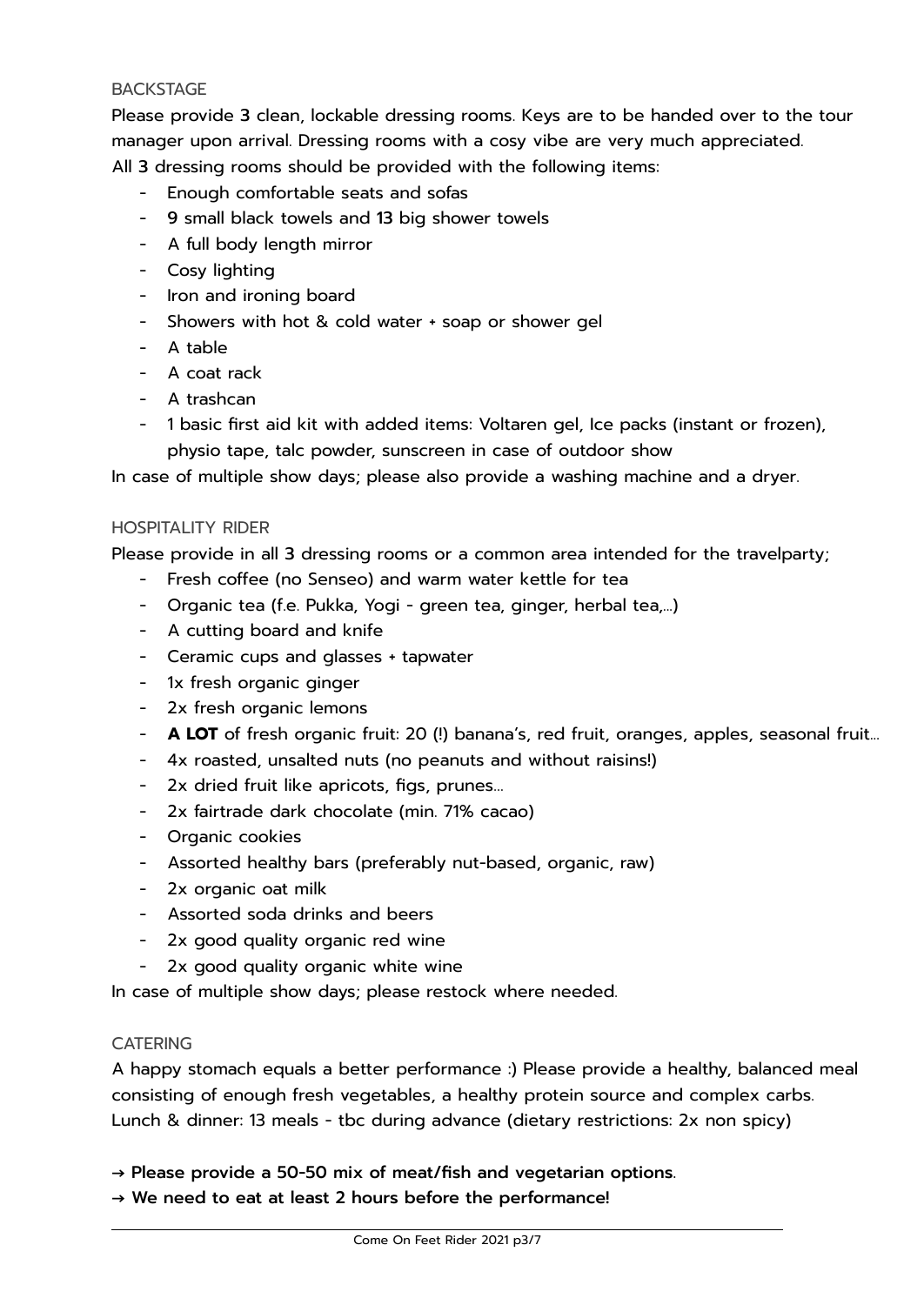## BACKSTAGE

Please provide 3 clean, lockable dressing rooms. Keys are to be handed over to the tour manager upon arrival. Dressing rooms with a cosy vibe are very much appreciated.
All 3 dressing rooms should be provided with the following items:

- Enough comfortable seats and sofas
- 9 small black towels and 13 big shower towels
- A full body length mirror
- Cosy lighting
- Iron and ironing board
- Showers with hot & cold water + soap or shower gel
- A table
- A coat rack
- A trashcan
- 1 basic first aid kit with added items: Voltaren gel, Ice packs (instant or frozen), physio tape, talc powder, sunscreen in case of outdoor show

In case of multiple show days; please also provide a washing machine and a dryer.

## HOSPITALITY RIDER

Please provide in all 3 dressing rooms or a common area intended for the travelparty;

- Fresh coffee (no Senseo) and warm water kettle for tea
- Organic tea (f.e. Pukka, Yogi - green tea, ginger, herbal tea,...)
- A cutting board and knife
- Ceramic cups and glasses + tapwater
- 1x fresh organic ginger
- 2x fresh organic lemons
- **A LOT** of fresh organic fruit: 20 (!) banana's, red fruit, oranges, apples, seasonal fruit...
- 4x roasted, unsalted nuts (no peanuts and without raisins!)
- 2x dried fruit like apricots, figs, prunes...
- 2x fairtrade dark chocolate (min. 71% cacao)
- Organic cookies
- Assorted healthy bars (preferably nut-based, organic, raw)
- 2x organic oat milk
- Assorted soda drinks and beers
- 2x good quality organic red wine
- 2x good quality organic white wine

In case of multiple show days; please restock where needed.

## CATERING

A happy stomach equals a better performance :) Please provide a healthy, balanced meal consisting of enough fresh vegetables, a healthy protein source and complex carbs.
Lunch & dinner: 13 meals - tbc during advance (dietary restrictions: 2x non spicy)

→ **Please provide a 50-50 mix of meat/fish and vegetarian options**.
→ **We need to eat at least 2 hours before the performance!**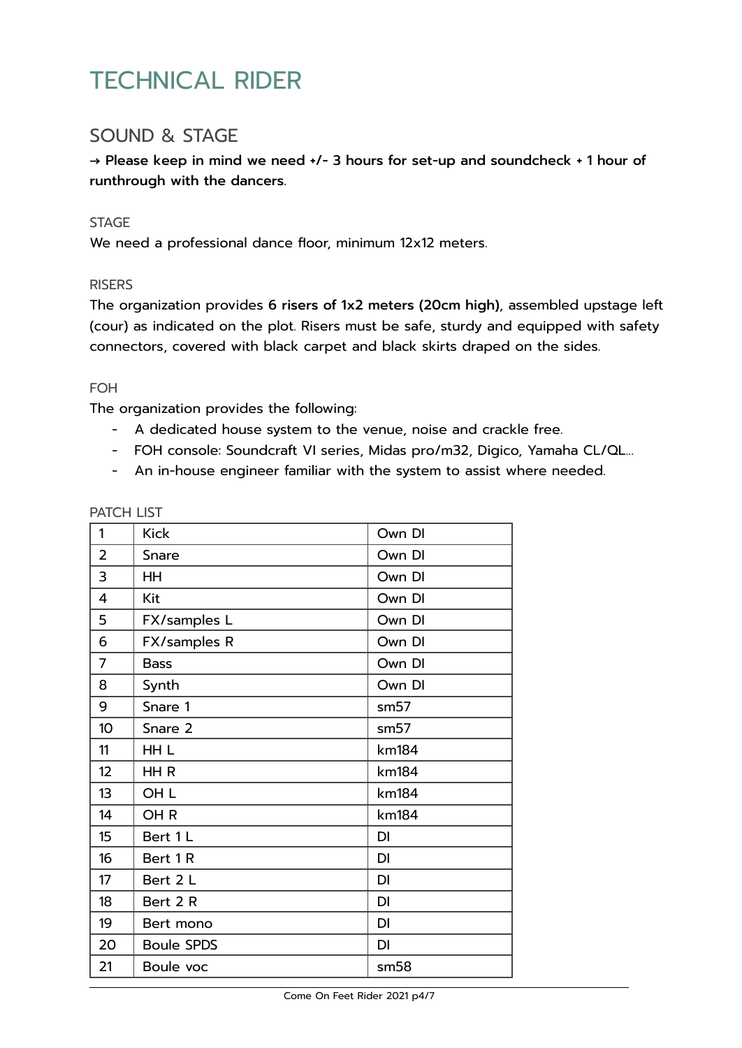# TECHNICAL RIDER

## SOUND & STAGE

**→ Please keep in mind we need +/- 3 hours for set-up and soundcheck + 1 hour of runthrough with the dancers**.

### STAGE

We need a professional dance floor, minimum 12x12 meters.

### RISERS

The organization provides **6 risers of 1x2 meters (20cm high)**, assembled upstage left (cour) as indicated on the plot. Risers must be safe, sturdy and equipped with safety connectors, covered with black carpet and black skirts draped on the sides.

### FOH

The organization provides the following:

- A dedicated house system to the venue, noise and crackle free.
- FOH console: Soundcraft VI series, Midas pro/m32, Digico, Yamaha CL/QL...
- An in-house engineer familiar with the system to assist where needed.

### PATCH LIST

| | | |
|---|---|---|
| 1 | Kick | Own DI |
| 2 | Snare | Own DI |
| 3 | HH | Own DI |
| 4 | Kit | Own DI |
| 5 | FX/samples L | Own DI |
| 6 | FX/samples R | Own DI |
| 7 | Bass | Own DI |
| 8 | Synth | Own DI |
| 9 | Snare 1 | sm57 |
| 10 | Snare 2 | sm57 |
| 11 | HH L | km184 |
| 12 | HH R | km184 |
| 13 | OH L | km184 |
| 14 | OH R | km184 |
| 15 | Bert 1 L | DI |
| 16 | Bert 1 R | DI |
| 17 | Bert 2 L | DI |
| 18 | Bert 2 R | DI |
| 19 | Bert mono | DI |
| 20 | Boule SPDS | DI |
| 21 | Boule voc | sm58 |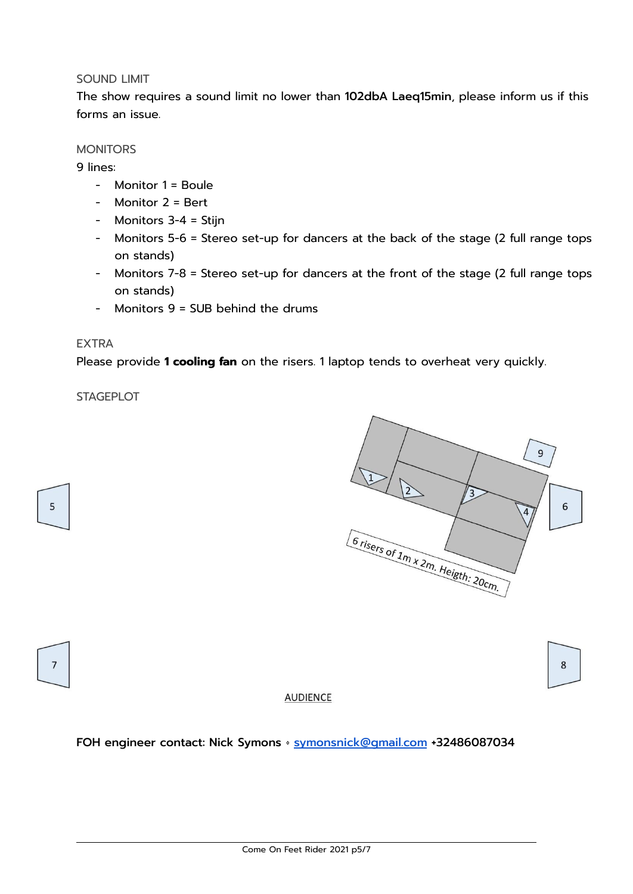## SOUND LIMIT

The show requires a sound limit no lower than **102dbA Laeq15min**, please inform us if this forms an issue.

## MONITORS

9 lines:

- Monitor 1 = Boule
- Monitor 2 = Bert
- Monitors 3-4 = Stijn
- Monitors 5-6 = Stereo set-up for dancers at the back of the stage (2 full range tops on stands)
- Monitors 7-8 = Stereo set-up for dancers at the front of the stage (2 full range tops on stands)
- Monitors 9 = SUB behind the drums

## EXTRA

Please provide **1 cooling fan** on the risers. 1 laptop tends to overheat very quickly.

## STAGEPLOT

9

1 2 3 4

5 6

6 risers of 1m x 2m. Heigth: 20cm.

7 8

AUDIENCE

**FOH engineer contact: Nick Symons** ◦ symonsnick@gmail.com **+32486087034**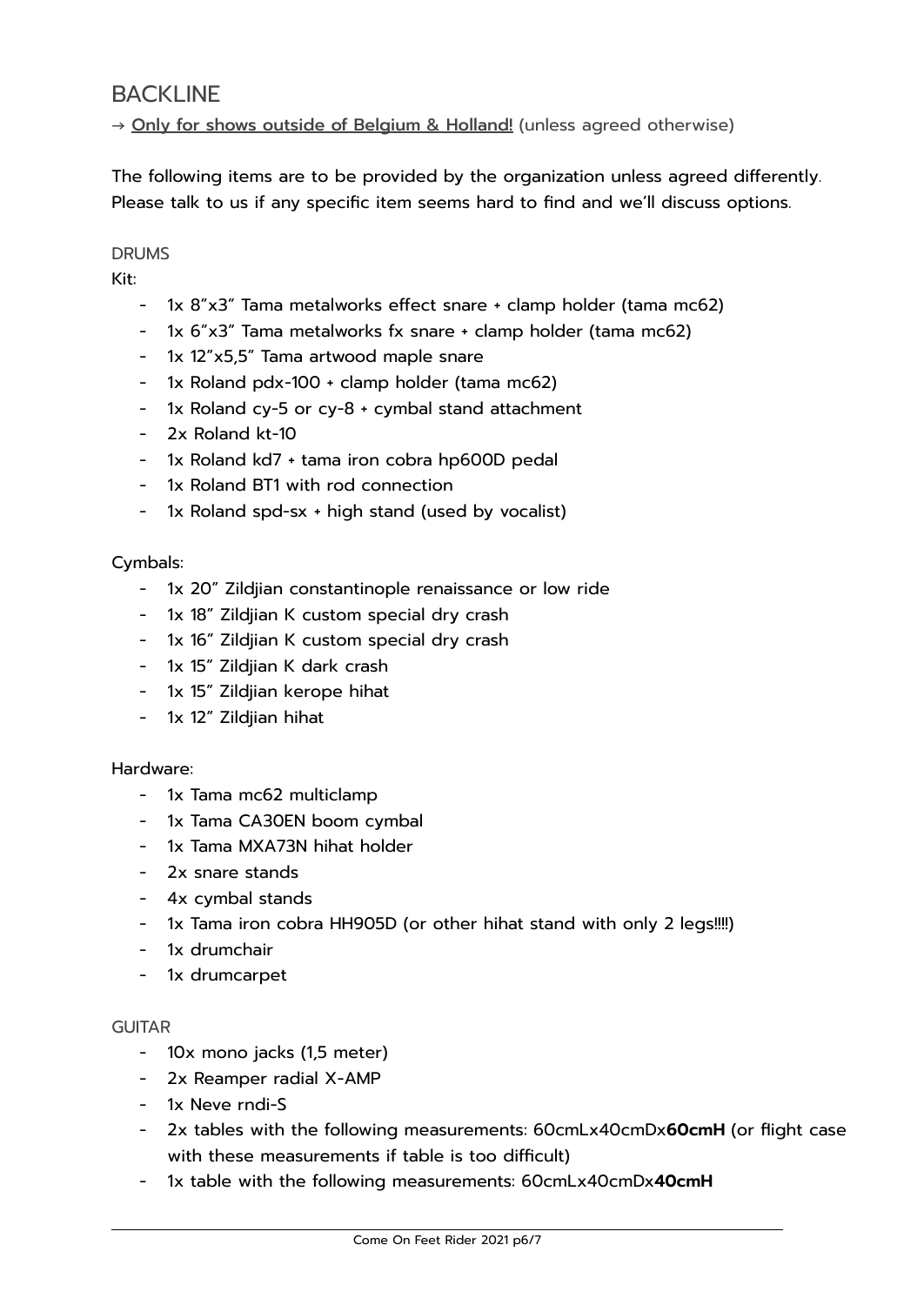## BACKLINE

→ <u>Only for shows outside of Belgium & Holland!</u> (unless agreed otherwise)

The following items are to be provided by the organization unless agreed differently. Please talk to us if any specific item seems hard to find and we'll discuss options.

### DRUMS

Kit:

- 1x 8"x3" Tama metalworks effect snare + clamp holder (tama mc62)
- 1x 6"x3" Tama metalworks fx snare + clamp holder (tama mc62)
- 1x 12"x5,5" Tama artwood maple snare
- 1x Roland pdx-100 + clamp holder (tama mc62)
- 1x Roland cy-5 or cy-8 + cymbal stand attachment
- 2x Roland kt-10
- 1x Roland kd7 + tama iron cobra hp600D pedal
- 1x Roland BT1 with rod connection
- 1x Roland spd-sx + high stand (used by vocalist)

Cymbals:

- 1x 20" Zildjian constantinople renaissance or low ride
- 1x 18" Zildjian K custom special dry crash
- 1x 16" Zildjian K custom special dry crash
- 1x 15" Zildjian K dark crash
- 1x 15" Zildjian kerope hihat
- 1x 12" Zildjian hihat

Hardware:

- 1x Tama mc62 multiclamp
- 1x Tama CA30EN boom cymbal
- 1x Tama MXA73N hihat holder
- 2x snare stands
- 4x cymbal stands
- 1x Tama iron cobra HH905D (or other hihat stand with only 2 legs!!!!)
- 1x drumchair
- 1x drumcarpet

### GUITAR

- 10x mono jacks (1,5 meter)
- 2x Reamper radial X-AMP
- 1x Neve rndi-S
- 2x tables with the following measurements: 60cmLx40cmDx**60cmH** (or flight case with these measurements if table is too difficult)
- 1x table with the following measurements: 60cmLx40cmDx**40cmH**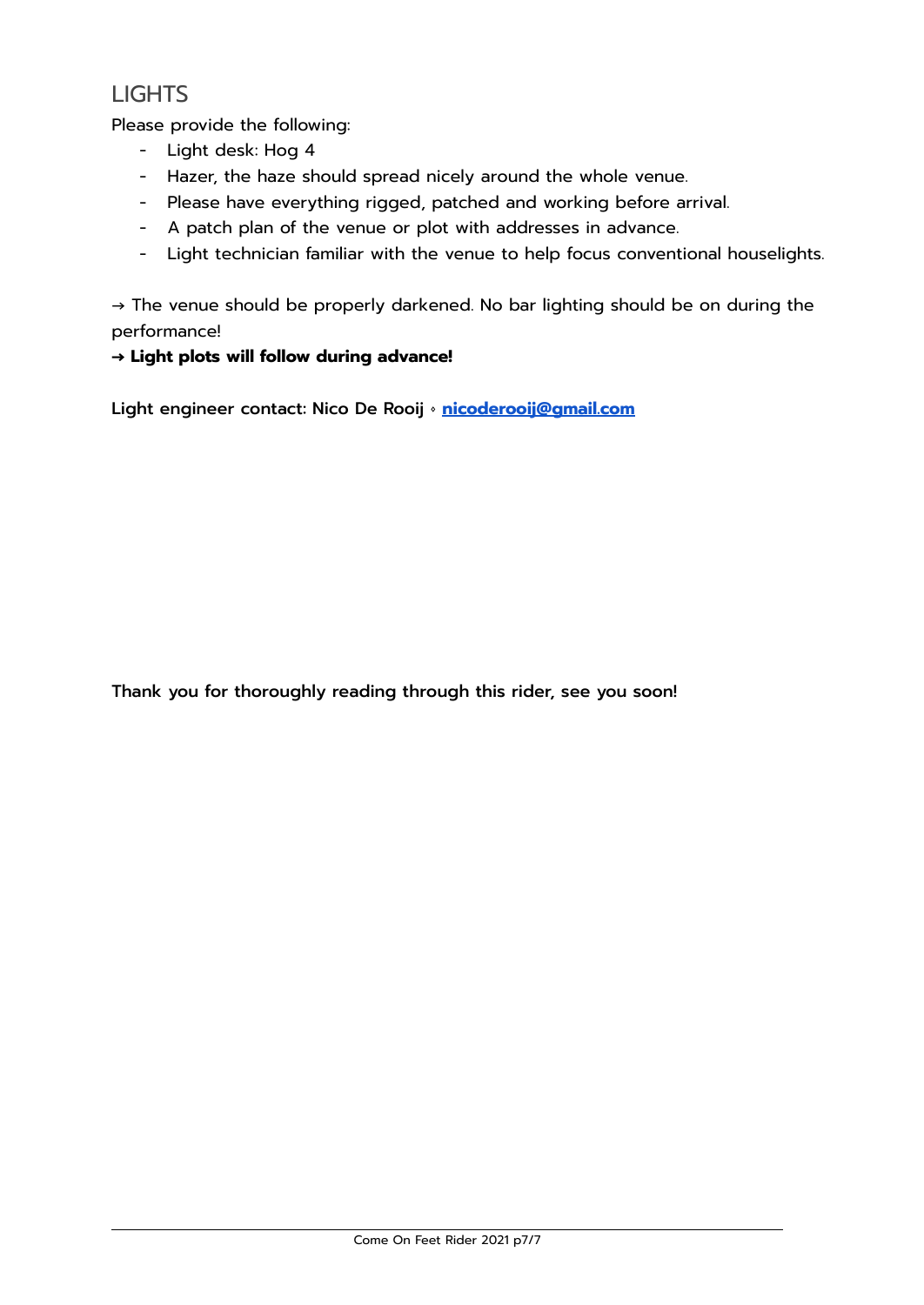## LIGHTS

Please provide the following:

- Light desk: Hog 4
- Hazer, the haze should spread nicely around the whole venue.
- Please have everything rigged, patched and working before arrival.
- A patch plan of the venue or plot with addresses in advance.
- Light technician familiar with the venue to help focus conventional houselights.

→ The venue should be properly darkened. No bar lighting should be on during the performance!

**→ Light plots will follow during advance!**

Light engineer contact: Nico De Rooij ◦ **nicoderooij@gmail.com**

Thank you for thoroughly reading through this rider, see you soon!